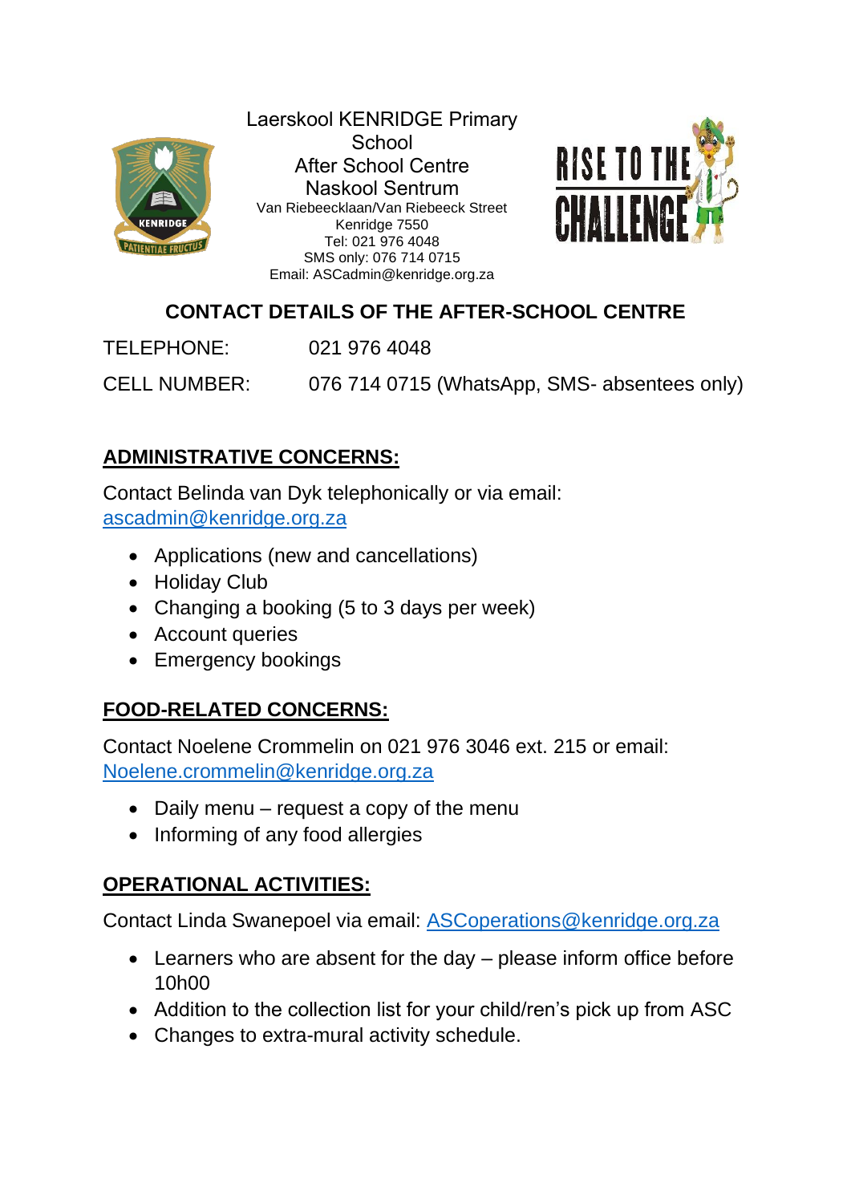Laerskool KENRIDGE Primary School
After School Centre
Naskool Sentrum
Van Riebeecklaan/Van Riebeeck Street
Kenridge 7550
Tel: 021 976 4048
SMS only: 076 714 0715
Email: ASCadmin@kenridge.org.za

RISE TO THE CHALLENGE

## CONTACT DETAILS OF THE AFTER-SCHOOL CENTRE

TELEPHONE: 021 976 4048

CELL NUMBER: 076 714 0715 (WhatsApp, SMS- absentees only)

### ADMINISTRATIVE CONCERNS:

Contact Belinda van Dyk telephonically or via email: ascadmin@kenridge.org.za

- Applications (new and cancellations)
- Holiday Club
- Changing a booking (5 to 3 days per week)
- Account queries
- Emergency bookings

### FOOD-RELATED CONCERNS:

Contact Noelene Crommelin on 021 976 3046 ext. 215 or email: Noelene.crommelin@kenridge.org.za

- Daily menu – request a copy of the menu
- Informing of any food allergies

### OPERATIONAL ACTIVITIES:

Contact Linda Swanepoel via email: ASCoperations@kenridge.org.za

- Learners who are absent for the day – please inform office before 10h00
- Addition to the collection list for your child/ren's pick up from ASC
- Changes to extra-mural activity schedule.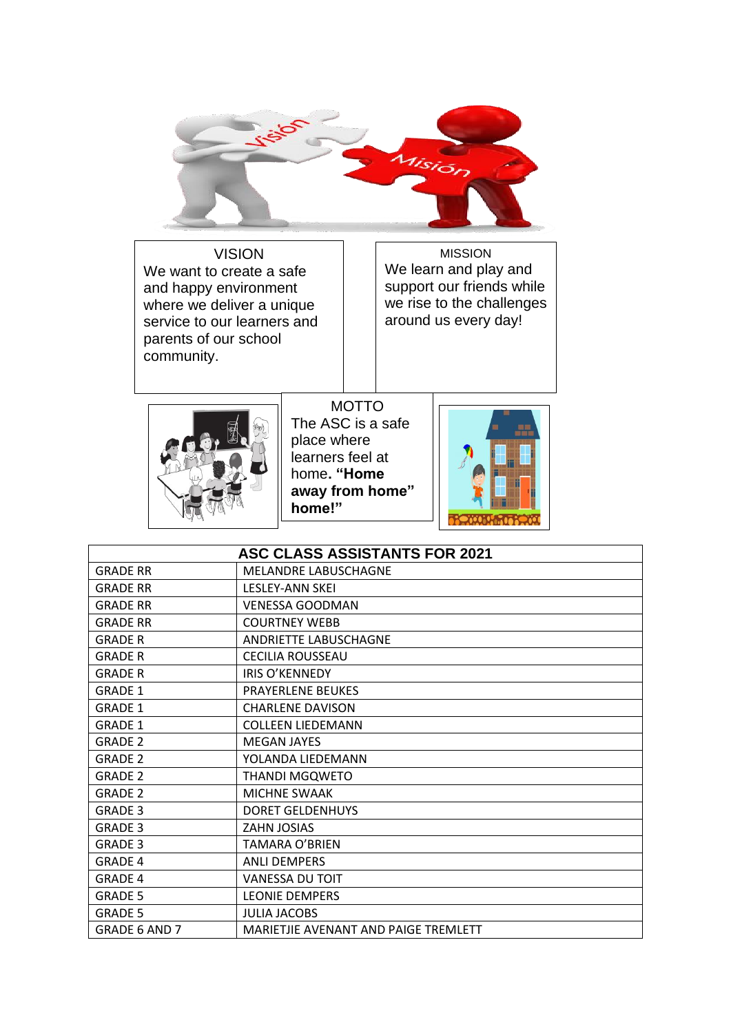VISION

We want to create a safe and happy environment where we deliver a unique service to our learners and parents of our school community.

MISSION

We learn and play and support our friends while we rise to the challenges around us every day!

MOTTO

The ASC is a safe place where learners feel at home**. "Home away from home" home!"**

| ASC CLASS ASSISTANTS FOR 2021 | |
|---|---|
| GRADE RR | MELANDRE LABUSCHAGNE |
| GRADE RR | LESLEY-ANN SKEI |
| GRADE RR | VENESSA GOODMAN |
| GRADE RR | COURTNEY WEBB |
| GRADE R | ANDRIETTE LABUSCHAGNE |
| GRADE R | CECILIA ROUSSEAU |
| GRADE R | IRIS O'KENNEDY |
| GRADE 1 | PRAYERLENE BEUKES |
| GRADE 1 | CHARLENE DAVISON |
| GRADE 1 | COLLEEN LIEDEMANN |
| GRADE 2 | MEGAN JAYES |
| GRADE 2 | YOLANDA LIEDEMANN |
| GRADE 2 | THANDI MGQWETO |
| GRADE 2 | MICHNE SWAAK |
| GRADE 3 | DORET GELDENHUYS |
| GRADE 3 | ZAHN JOSIAS |
| GRADE 3 | TAMARA O'BRIEN |
| GRADE 4 | ANLI DEMPERS |
| GRADE 4 | VANESSA DU TOIT |
| GRADE 5 | LEONIE DEMPERS |
| GRADE 5 | JULIA JACOBS |
| GRADE 6 AND 7 | MARIETJIE AVENANT AND PAIGE TREMLETT |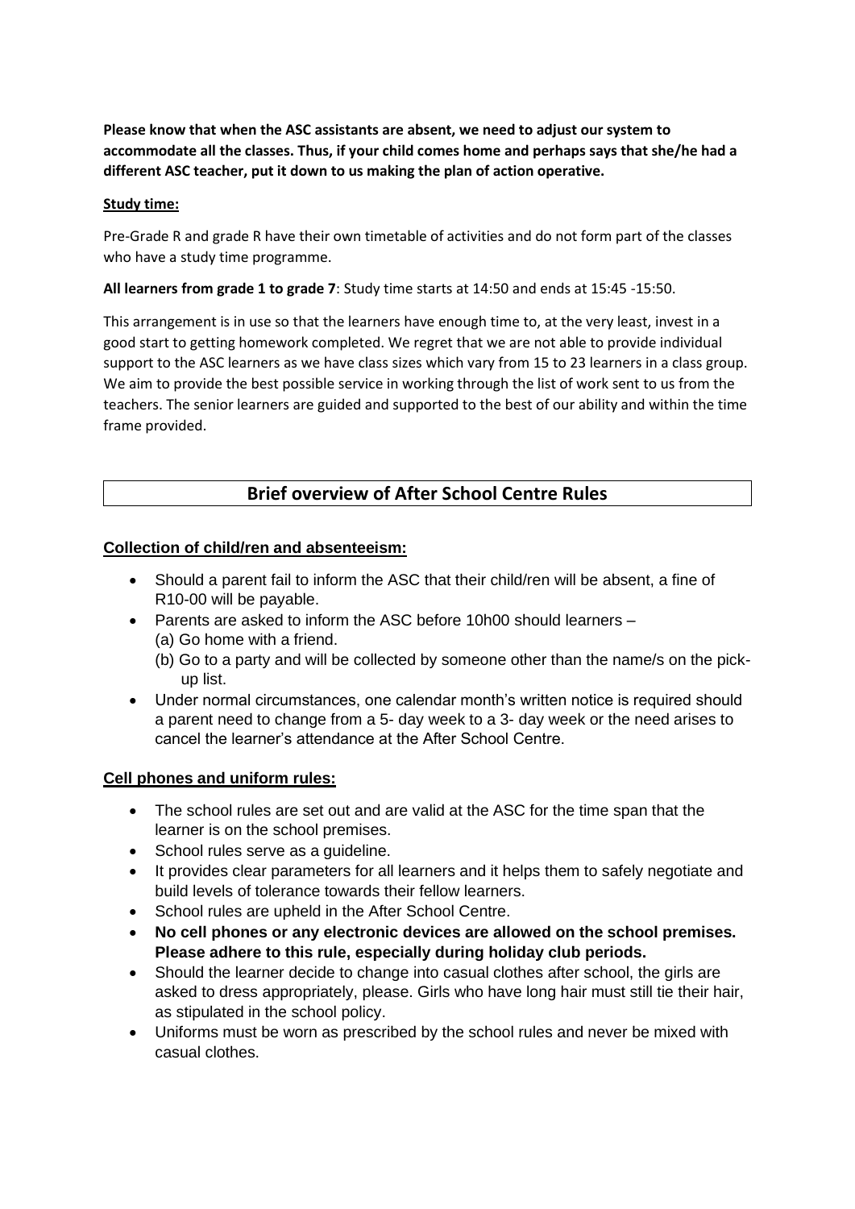**Please know that when the ASC assistants are absent, we need to adjust our system to accommodate all the classes. Thus, if your child comes home and perhaps says that she/he had a different ASC teacher, put it down to us making the plan of action operative.**

**Study time:**

Pre-Grade R and grade R have their own timetable of activities and do not form part of the classes who have a study time programme.

**All learners from grade 1 to grade 7**: Study time starts at 14:50 and ends at 15:45 -15:50.

This arrangement is in use so that the learners have enough time to, at the very least, invest in a good start to getting homework completed. We regret that we are not able to provide individual support to the ASC learners as we have class sizes which vary from 15 to 23 learners in a class group. We aim to provide the best possible service in working through the list of work sent to us from the teachers. The senior learners are guided and supported to the best of our ability and within the time frame provided.

## Brief overview of After School Centre Rules

**Collection of child/ren and absenteeism:**

- Should a parent fail to inform the ASC that their child/ren will be absent, a fine of R10-00 will be payable.
- Parents are asked to inform the ASC before 10h00 should learners –
  (a) Go home with a friend.
  (b) Go to a party and will be collected by someone other than the name/s on the pick-up list.
- Under normal circumstances, one calendar month's written notice is required should a parent need to change from a 5- day week to a 3- day week or the need arises to cancel the learner's attendance at the After School Centre.

**Cell phones and uniform rules:**

- The school rules are set out and are valid at the ASC for the time span that the learner is on the school premises.
- School rules serve as a guideline.
- It provides clear parameters for all learners and it helps them to safely negotiate and build levels of tolerance towards their fellow learners.
- School rules are upheld in the After School Centre.
- **No cell phones or any electronic devices are allowed on the school premises. Please adhere to this rule, especially during holiday club periods.**
- Should the learner decide to change into casual clothes after school, the girls are asked to dress appropriately, please. Girls who have long hair must still tie their hair, as stipulated in the school policy.
- Uniforms must be worn as prescribed by the school rules and never be mixed with casual clothes.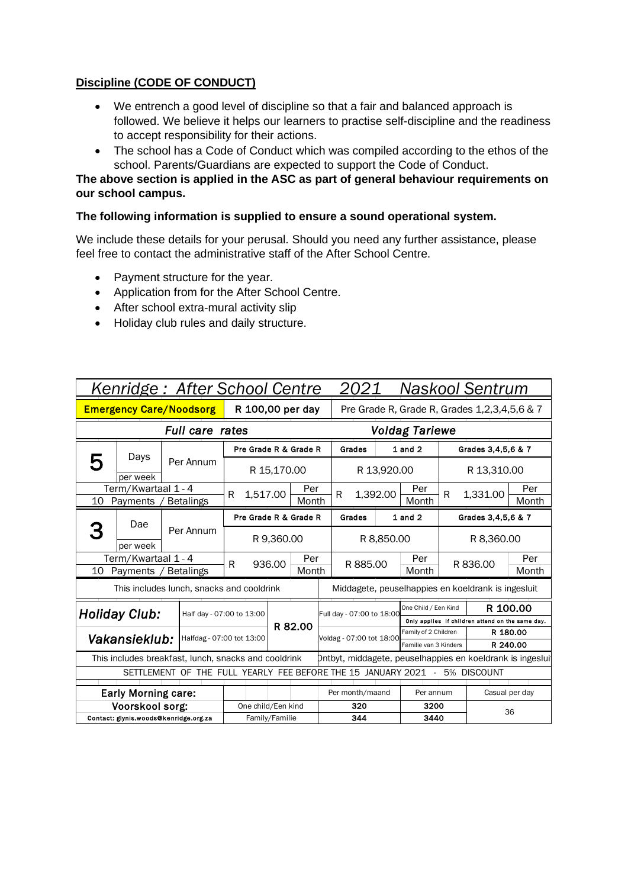**Discipline (CODE OF CONDUCT)**

- We entrench a good level of discipline so that a fair and balanced approach is followed. We believe it helps our learners to practise self-discipline and the readiness to accept responsibility for their actions.
- The school has a Code of Conduct which was compiled according to the ethos of the school. Parents/Guardians are expected to support the Code of Conduct.

**The above section is applied in the ASC as part of general behaviour requirements on our school campus.**

**The following information is supplied to ensure a sound operational system.**

We include these details for your perusal. Should you need any further assistance, please feel free to contact the administrative staff of the After School Centre.

- Payment structure for the year.
- Application from for the After School Centre.
- After school extra-mural activity slip
- Holiday club rules and daily structure.

## *Kenridge : After School Centre 2021 Naskool Sentrum*

| **Emergency Care/Noodsorg** | R 100,00 per day | Pre Grade R, Grade R, Grades 1,2,3,4,5,6 & 7 |
|---|---|---|

| *Full care rates* / *Voldag Tariewe* | | Pre Grade R & Grade R | Grades 1 and 2 | Grades 3,4,5,6 & 7 |
|---|---|---|---|---|
| **5** Days per week | Per Annum | R 15,170.00 | R 13,920.00 | R 13,310.00 |
| Term/Kwartaal 1 - 4, 10 Payments / Betalings | | R 1,517.00 Per Month | R 1,392.00 Per Month | R 1,331.00 Per Month |
| **3** Dae per week | Per Annum | R 9,360.00 | R 8,850.00 | R 8,360.00 |
| Term/Kwartaal 1 - 4, 10 Payments / Betalings | | R 936.00 Per Month | R 885.00 Per Month | R 836.00 Per Month |

This includes lunch, snacks and cooldrink | Middagete, peuselhappies en koeldrank is ingesluit

| *Holiday Club: / Vakansieklub:* | Half day - 07:00 to 13:00 / Halfdag - 07:00 tot 13:00 | R 82.00 | Full day - 07:00 to 18:00 / Voldag - 07:00 tot 18:00 | One Child / Een Kind | R 100.00 |
|---|---|---|---|---|---|
| | | | | Only applies if children attend on the same day. | |
| | | | | Family of 2 Children | R 180.00 |
| | | | | Familie van 3 Kinders | R 240.00 |

This includes breakfast, lunch, snacks and cooldrink | Ontbyt, middagete, peuselhappies en koeldrank is ingesluit

SETTLEMENT OF THE FULL YEARLY FEE BEFORE THE 15 JANUARY 2021 - 5% DISCOUNT

| Early Morning care: / Voorskool sorg: | | Per month/maand | Per annum | Casual per day |
|---|---|---|---|---|
| | One child/Een kind | 320 | 3200 | 36 |
| Contact: glynis.woods@kenridge.org.za | Family/Familie | 344 | 3440 | |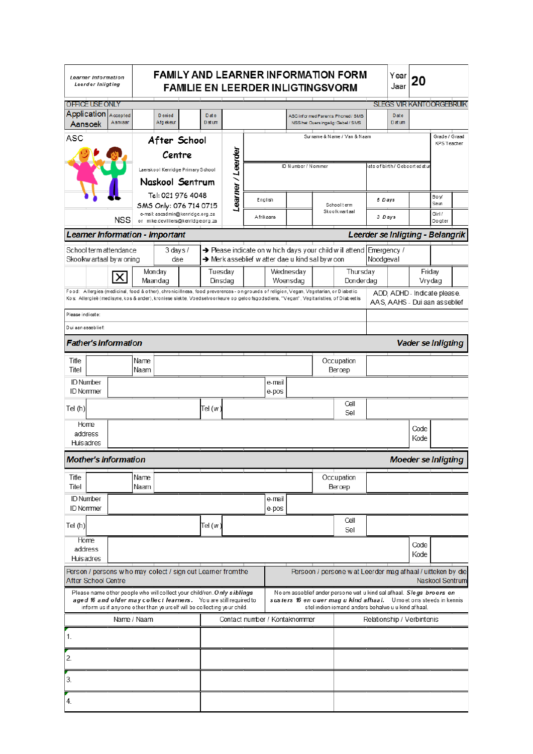| Learner Information / Leerder Inligting | FAMILY AND LEARNER INFORMATION FORM / FAMILIE EN LEERDER INLIGTINGSVORM | Year / Jaar | 20 |
|---|---|---|---|

**OFFICE USE ONLY** — **SLEGS VIR KANTOORGEBRUIK**

| Application / Aansoek | Accepted / Aanvaar | | Denied / Afgekeur | | Date / Datum | | ASC informed Parents Phoned / SMS / NSS het Ouers ingelig: Gebel / SMS | | Date / Datum | |
|---|---|---|---|---|---|---|---|---|---|---|

**ASC**

**After School Centre**

Laerskool Kenridge Primary School

**Naskool Sentrum**

Tel: 021 976 4048

SMS Only: 076 714 0715

e-mail: ascadmin@kenridge.org.za
or mike.devilliers@kenridge.org.za

**NSS**

**Learner / Leerder**

| Surname & Name / Van & Naam | | | | | Grade / Graad<br>KPS Teacher |
|---|---|---|---|---|---|
| ID Number / Nommer | | | Date of birth / Geboortedatum | | |
| English | | School term / Skoolkwartaal | 5 Days | | Boy / Seun | |
| Afrikaans | | | 3 Days | | Girl / Dogter | |

## Learner Information - Important / Leerder se Inligting - Belangrik

| School term attendance / Skoolkwartaal bywoning | 3 days / dae | → Please indicate on which days your child will attend / → Merk asseblief watter dae u kind sal bywoon | | | Emergency / Noodgeval | |
|---|---|---|---|---|---|---|
| | ☒ | Monday / Maandag | Tuesday / Dinsdag | Wednesday / Woensdag | Thursday / Donderdag | Friday / Vrydag |

| Food: Allergies (medicinal, food & other), chronic illness, food preferences - on grounds of religion, Vegan, Vegetarian, or Diabetic<br>Kos: Allergieë (medisyne, kos & ander), kroniese siekte, Voedselvoorkeure op geloofsgodsdiens, "Vegan", Vegitariërs, of Diabeetis | ADD, ADHD - Indicate please.<br>AAS, AAHS - Dui aan asseblief |
|---|---|
| Please indicate: | |
| Dui aan asseblief: | |

## Father's Information / Vader se Inligting

| Title / Titel | | Name / Naam | | Occupation / Beroep | |
|---|---|---|---|---|---|
| ID Number / ID Nommer | | e-mail / e-pos | | | |
| Tel (h) | | Tel (w) | | Cell / Sel | |
| Home address / Huisadres | | | | Code / Kode | |

## Mother's Information / Moeder se Inligting

| Title / Titel | | Name / Naam | | Occupation / Beroep | |
|---|---|---|---|---|---|
| ID Number / ID Nommer | | e-mail / e-pos | | | |
| Tel (h) | | Tel (w) | | Cell / Sel | |
| Home address / Huisadres | | | | Code / Kode | |

| Person / persons who may collect / sign out Learner from the After School Centre | Persoon / persone wat Leerder mag afhaal / uitteken by die Naskool Sentrum |
|---|---|
| Please name other people who will collect your child/ren. ***Only siblings aged 16 and older may collect learners.*** You are still required to inform us if anyone other than yourself will be collecting your child. | Noem asseblief ander persone wat u kind sal afhaal. ***Slegs broers en susters 16 en ouer mag u kind afhaal.*** U moet ons steeds in kennis stel indien iemand anders behalwe u u kind afhaal. |

| Name / Naam | Contact number / Kontaknommer | Relationship / Verbintenis |
|---|---|---|
| 1. | | |
| 2. | | |
| 3. | | |
| 4. | | |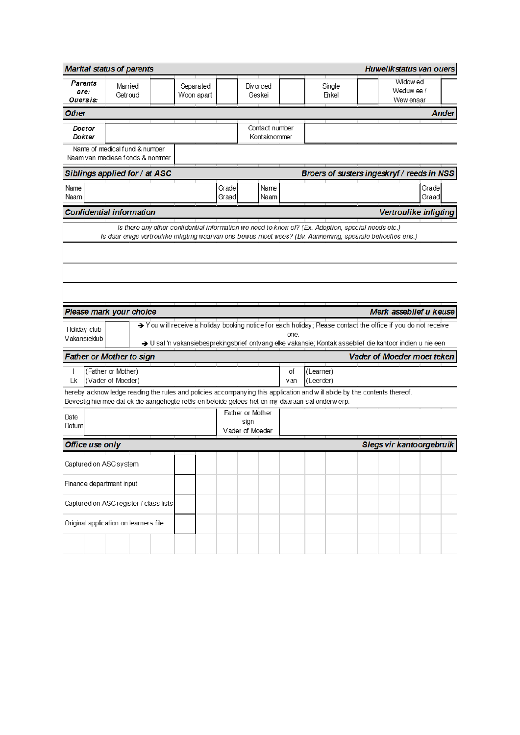## *Marital status of parents* — *Huwelikstatus van ouers*

| **Parents are: Ouersis:** | Married Getroud | | Separated Woon apart | | Divorced Geskei | | Single Enkel | | Widowed Weduwee / Wewenaar | |
|---|---|---|---|---|---|---|---|---|---|---|

## *Other* — *Ander*

| **Doctor Dokter** | | Contact number Kontaknommer | |
|---|---|---|---|
| Name of medical fund & number Naam van mediese fonds & nommer | | | |

## *Siblings applied for / at ASC* — *Broers of susters ingeskryf / reeds in NSS*

| Name Naam | | Grade Graad | | Name Naam | | Grade Graad | |
|---|---|---|---|---|---|---|---|

## *Confidential information* — *Vertroulike inligting*

*Is there any other confidential information we need to know of? (Ex. Adoption, special needs etc.)*
*Is daar enige vertroulike inligting waarvan ons bewus moet wees? (Bv. Aanneming, spesiale behoeftes ens.)*

| |
|---|
| |
| |
| |

## *Please mark your choice* — *Merk asseblief u keuse*

| Holiday club Vakansieklub | | ➔ You will receive a holiday booking notice for each holiday; Please contact the office if you do not receive one. ➔ U sal 'n vakansiebesprekingsbrief ontvang elke vakansie; Kontak asseblief die kantoor indien u nie een |
|---|---|---|

## *Father or Mother to sign* — *Vader of Moeder moet teken*

| I Ek | (Father or Mother) (Vader of Moeder) | of van | (Learner) (Leerder) |
|---|---|---|---|

hereby acknowledge reading the rules and policies accompanying this application and will abide by the contents thereof.
Bevestig hiermee dat ek die aangehegte reëls en beleide gelees het en my daaraan sal onderwerp.

| Date Datum | | Father or Mother sign Vader of Moeder | |
|---|---|---|---|

## *Office use only* — *Slegs vir kantoorgebruik*

| | |
|---|---|
| Captured on ASC system | |
| Finance department input | |
| Captured on ASC register / class lists | |
| Original application on learners file | |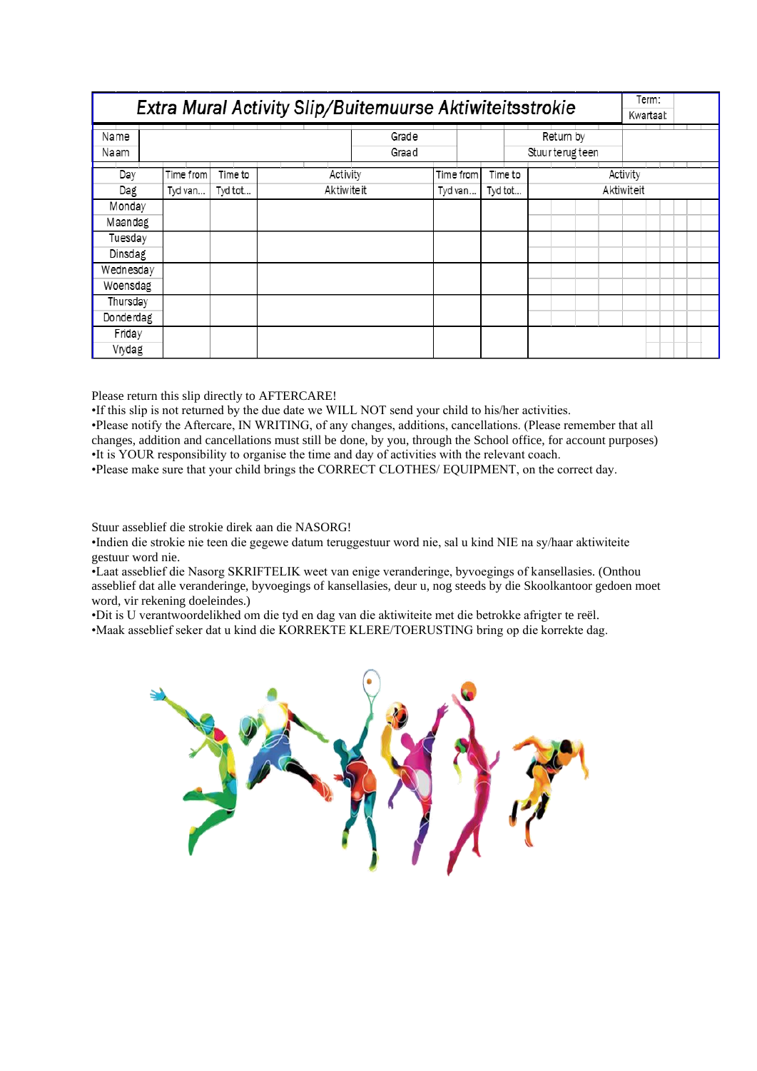| Extra Mural Activity Slip/Buitemuurse Aktiwiteitsstrokie | | | | | | | Term: Kwartaal: | |
|---|---|---|---|---|---|---|---|---|
| Name Naam | | | | Grade Graad | | Return by Stuur terug teen | | |
| Day Dag | Time from Tyd van... | Time to Tyd tot... | Activity Aktiwiteit | Time from Tyd van... | Time to Tyd tot... | Activity Aktiwiteit | | |
| Monday Maandag | | | | | | | | |
| Tuesday Dinsdag | | | | | | | | |
| Wednesday Woensdag | | | | | | | | |
| Thursday Donderdag | | | | | | | | |
| Friday Vrydag | | | | | | | | |

Please return this slip directly to AFTERCARE!
•If this slip is not returned by the due date we WILL NOT send your child to his/her activities.
•Please notify the Aftercare, IN WRITING, of any changes, additions, cancellations. (Please remember that all changes, addition and cancellations must still be done, by you, through the School office, for account purposes)
•It is YOUR responsibility to organise the time and day of activities with the relevant coach.
•Please make sure that your child brings the CORRECT CLOTHES/ EQUIPMENT, on the correct day.

Stuur asseblief die strokie direk aan die NASORG!
•Indien die strokie nie teen die gegewe datum teruggestuur word nie, sal u kind NIE na sy/haar aktiwiteite gestuur word nie.
•Laat asseblief die Nasorg SKRIFTELIK weet van enige veranderinge, byvoegings of kansellasies. (Onthou asseblief dat alle veranderinge, byvoegings of kansellasies, deur u, nog steeds by die Skoolkantoor gedoen moet word, vir rekening doeleindes.)
•Dit is U verantwoordelikhed om die tyd en dag van die aktiwiteite met die betrokke afrigter te reël.
•Maak asseblief seker dat u kind die KORREKTE KLERE/TOERUSTING bring op die korrekte dag.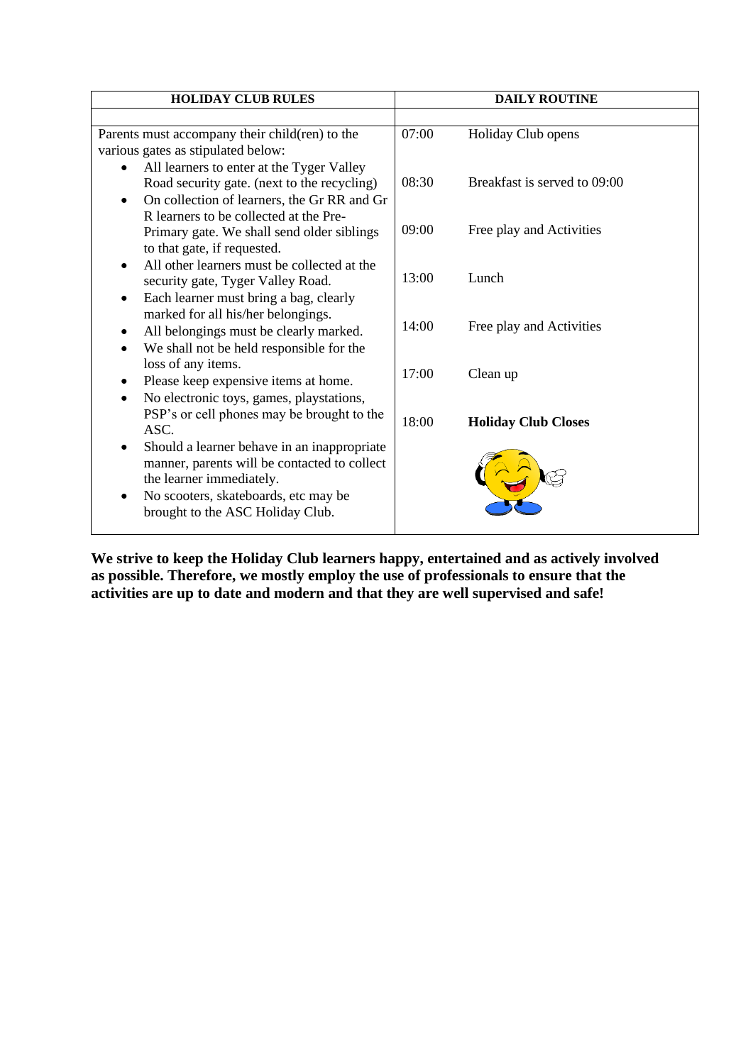| HOLIDAY CLUB RULES | DAILY ROUTINE | |
|---|---|---|
| Parents must accompany their child(ren) to the various gates as stipulated below:<br>• All learners to enter at the Tyger Valley Road security gate. (next to the recycling)<br>• On collection of learners, the Gr RR and Gr R learners to be collected at the Pre-Primary gate. We shall send older siblings to that gate, if requested.<br>• All other learners must be collected at the security gate, Tyger Valley Road.<br>• Each learner must bring a bag, clearly marked for all his/her belongings.<br>• All belongings must be clearly marked.<br>• We shall not be held responsible for the loss of any items.<br>• Please keep expensive items at home.<br>• No electronic toys, games, playstations, PSP's or cell phones may be brought to the ASC.<br>• Should a learner behave in an inappropriate manner, parents will be contacted to collect the learner immediately.<br>• No scooters, skateboards, etc may be brought to the ASC Holiday Club. | 07:00 | Holiday Club opens |
| | 08:30 | Breakfast is served to 09:00 |
| | 09:00 | Free play and Activities |
| | 13:00 | Lunch |
| | 14:00 | Free play and Activities |
| | 17:00 | Clean up |
| | 18:00 | **Holiday Club Closes** |

**We strive to keep the Holiday Club learners happy, entertained and as actively involved as possible. Therefore, we mostly employ the use of professionals to ensure that the activities are up to date and modern and that they are well supervised and safe!**